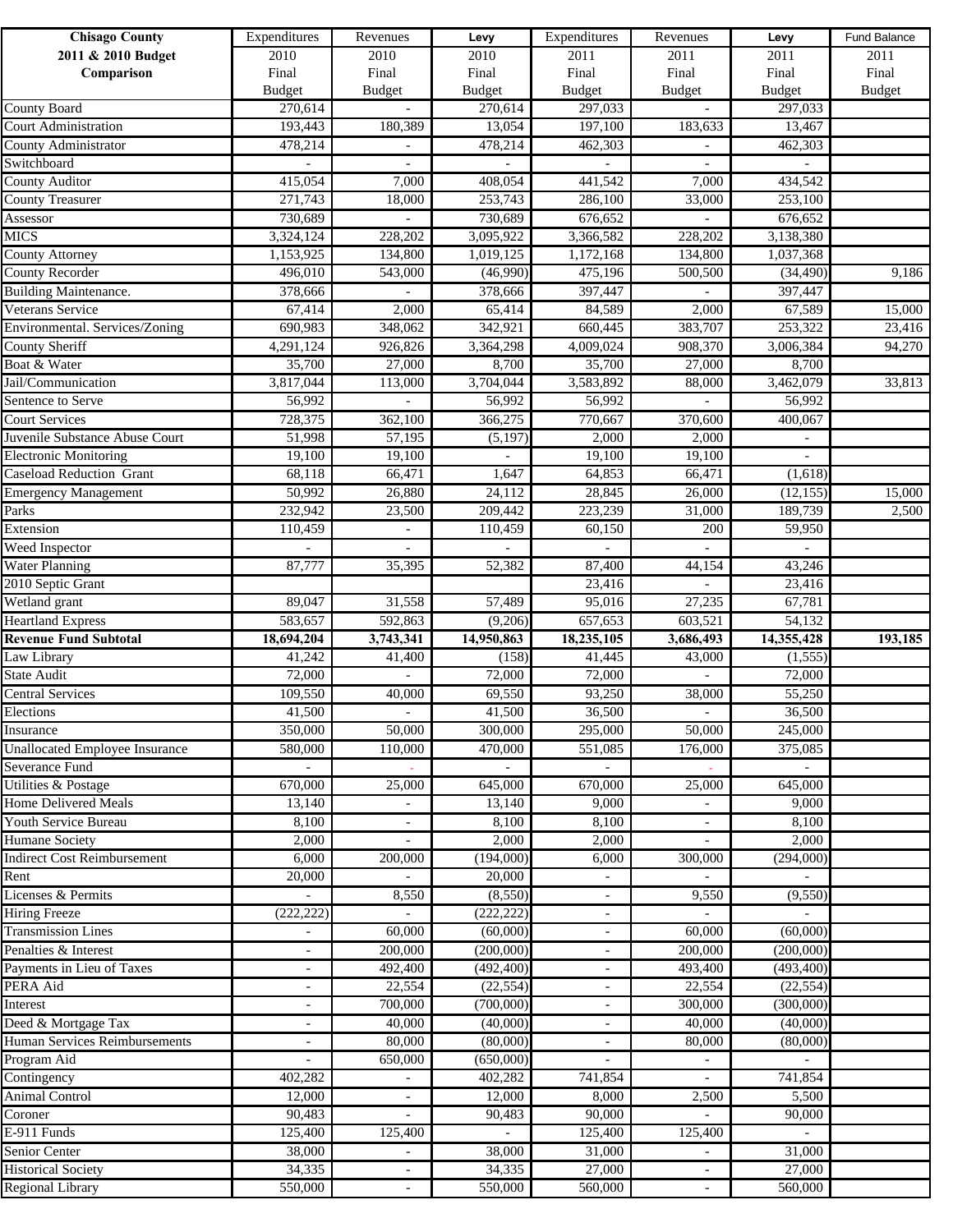| Chisago County 2011 & 2010 Budget Comparison | Expenditures 2010 Final Budget | Revenues 2010 Final Budget | Levy 2010 Final Budget | Expenditures 2011 Final Budget | Revenues 2011 Final Budget | Levy 2011 Final Budget | Fund Balance 2011 Final Budget |
|---|---|---|---|---|---|---|---|
| County Board | 270,614 | - | 270,614 | 297,033 | - | 297,033 | |
| Court Administration | 193,443 | 180,389 | 13,054 | 197,100 | 183,633 | 13,467 | |
| County Administrator | 478,214 | - | 478,214 | 462,303 | - | 462,303 | |
| Switchboard | - | - | - | - | - | - | |
| County Auditor | 415,054 | 7,000 | 408,054 | 441,542 | 7,000 | 434,542 | |
| County Treasurer | 271,743 | 18,000 | 253,743 | 286,100 | 33,000 | 253,100 | |
| Assessor | 730,689 | - | 730,689 | 676,652 | - | 676,652 | |
| MICS | 3,324,124 | 228,202 | 3,095,922 | 3,366,582 | 228,202 | 3,138,380 | |
| County Attorney | 1,153,925 | 134,800 | 1,019,125 | 1,172,168 | 134,800 | 1,037,368 | |
| County Recorder | 496,010 | 543,000 | (46,990) | 475,196 | 500,500 | (34,490) | 9,186 |
| Building Maintenance. | 378,666 | - | 378,666 | 397,447 | - | 397,447 | |
| Veterans Service | 67,414 | 2,000 | 65,414 | 84,589 | 2,000 | 67,589 | 15,000 |
| Environmental. Services/Zoning | 690,983 | 348,062 | 342,921 | 660,445 | 383,707 | 253,322 | 23,416 |
| County Sheriff | 4,291,124 | 926,826 | 3,364,298 | 4,009,024 | 908,370 | 3,006,384 | 94,270 |
| Boat & Water | 35,700 | 27,000 | 8,700 | 35,700 | 27,000 | 8,700 | |
| Jail/Communication | 3,817,044 | 113,000 | 3,704,044 | 3,583,892 | 88,000 | 3,462,079 | 33,813 |
| Sentence to Serve | 56,992 | - | 56,992 | 56,992 | - | 56,992 | |
| Court Services | 728,375 | 362,100 | 366,275 | 770,667 | 370,600 | 400,067 | |
| Juvenile Substance Abuse Court | 51,998 | 57,195 | (5,197) | 2,000 | 2,000 | - | |
| Electronic Monitoring | 19,100 | 19,100 | - | 19,100 | 19,100 | - | |
| Caseload Reduction Grant | 68,118 | 66,471 | 1,647 | 64,853 | 66,471 | (1,618) | |
| Emergency Management | 50,992 | 26,880 | 24,112 | 28,845 | 26,000 | (12,155) | 15,000 |
| Parks | 232,942 | 23,500 | 209,442 | 223,239 | 31,000 | 189,739 | 2,500 |
| Extension | 110,459 | - | 110,459 | 60,150 | 200 | 59,950 | |
| Weed Inspector | - | - | - | - | - | - | |
| Water Planning | 87,777 | 35,395 | 52,382 | 87,400 | 44,154 | 43,246 | |
| 2010 Septic Grant | | | | 23,416 | - | 23,416 | |
| Wetland grant | 89,047 | 31,558 | 57,489 | 95,016 | 27,235 | 67,781 | |
| Heartland Express | 583,657 | 592,863 | (9,206) | 657,653 | 603,521 | 54,132 | |
| **Revenue Fund Subtotal** | **18,694,204** | **3,743,341** | **14,950,863** | **18,235,105** | **3,686,493** | **14,355,428** | **193,185** |
| Law Library | 41,242 | 41,400 | (158) | 41,445 | 43,000 | (1,555) | |
| State Audit | 72,000 | - | 72,000 | 72,000 | - | 72,000 | |
| Central Services | 109,550 | 40,000 | 69,550 | 93,250 | 38,000 | 55,250 | |
| Elections | 41,500 | - | 41,500 | 36,500 | - | 36,500 | |
| Insurance | 350,000 | 50,000 | 300,000 | 295,000 | 50,000 | 245,000 | |
| Unallocated Employee Insurance | 580,000 | 110,000 | 470,000 | 551,085 | 176,000 | 375,085 | |
| Severance Fund | - | - | - | - | - | - | |
| Utilities & Postage | 670,000 | 25,000 | 645,000 | 670,000 | 25,000 | 645,000 | |
| Home Delivered Meals | 13,140 | - | 13,140 | 9,000 | - | 9,000 | |
| Youth Service Bureau | 8,100 | - | 8,100 | 8,100 | - | 8,100 | |
| Humane Society | 2,000 | - | 2,000 | 2,000 | - | 2,000 | |
| Indirect Cost Reimbursement | 6,000 | 200,000 | (194,000) | 6,000 | 300,000 | (294,000) | |
| Rent | 20,000 | - | 20,000 | - | - | - | |
| Licenses & Permits | - | 8,550 | (8,550) | - | 9,550 | (9,550) | |
| Hiring Freeze | (222,222) | - | (222,222) | - | - | - | |
| Transmission Lines | - | 60,000 | (60,000) | - | 60,000 | (60,000) | |
| Penalties & Interest | - | 200,000 | (200,000) | - | 200,000 | (200,000) | |
| Payments in Lieu of Taxes | - | 492,400 | (492,400) | - | 493,400 | (493,400) | |
| PERA Aid | - | 22,554 | (22,554) | - | 22,554 | (22,554) | |
| Interest | - | 700,000 | (700,000) | - | 300,000 | (300,000) | |
| Deed & Mortgage Tax | - | 40,000 | (40,000) | - | 40,000 | (40,000) | |
| Human Services Reimbursements | - | 80,000 | (80,000) | - | 80,000 | (80,000) | |
| Program Aid | - | 650,000 | (650,000) | - | - | - | |
| Contingency | 402,282 | - | 402,282 | 741,854 | - | 741,854 | |
| Animal Control | 12,000 | - | 12,000 | 8,000 | 2,500 | 5,500 | |
| Coroner | 90,483 | - | 90,483 | 90,000 | - | 90,000 | |
| E-911 Funds | 125,400 | 125,400 | - | 125,400 | 125,400 | - | |
| Senior Center | 38,000 | - | 38,000 | 31,000 | - | 31,000 | |
| Historical Society | 34,335 | - | 34,335 | 27,000 | - | 27,000 | |
| Regional Library | 550,000 | - | 550,000 | 560,000 | - | 560,000 | |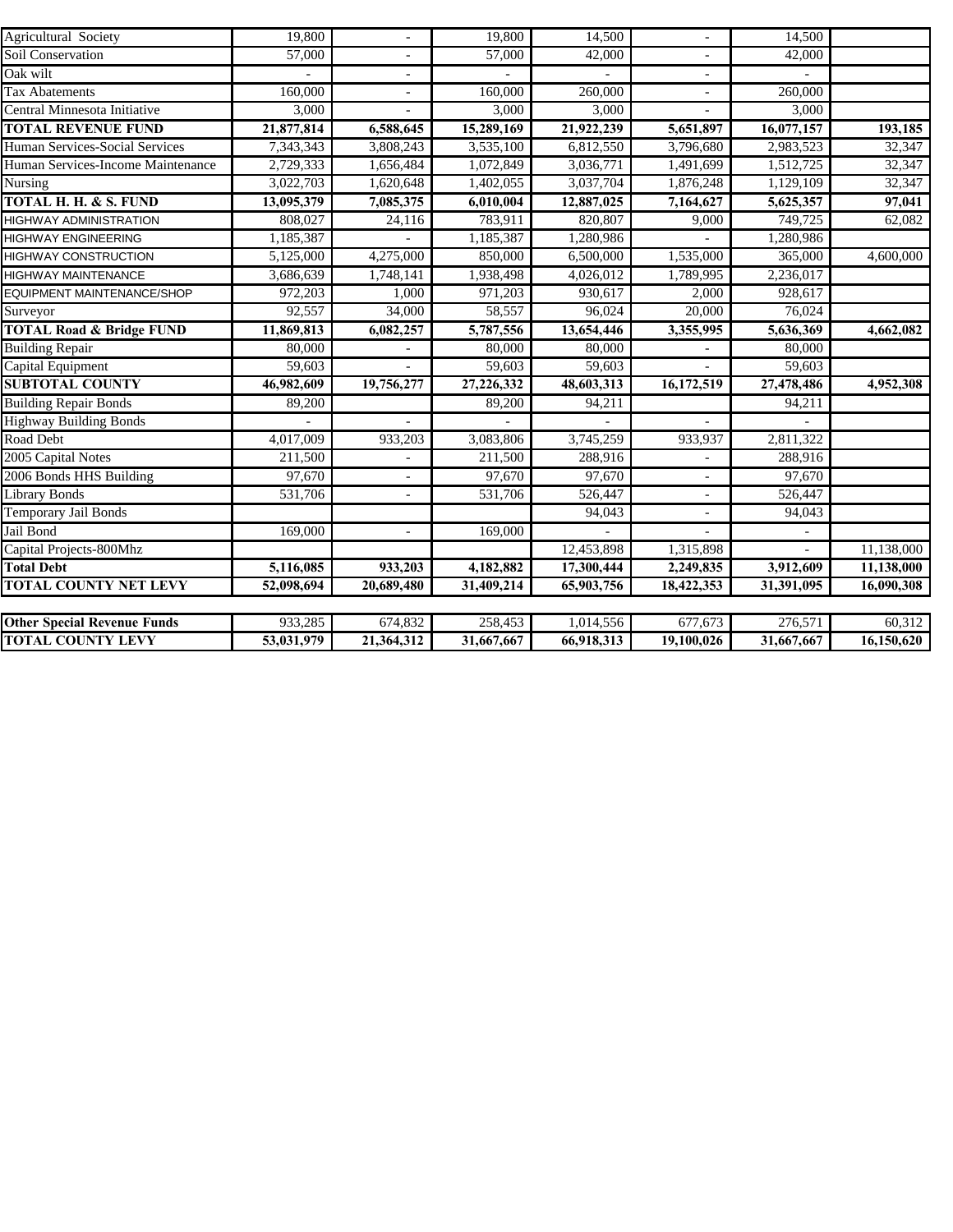| | | | | | | | |
|---|---|---|---|---|---|---|---|
| Agricultural Society | 19,800 | - | 19,800 | 14,500 | - | 14,500 | |
| Soil Conservation | 57,000 | - | 57,000 | 42,000 | - | 42,000 | |
| Oak wilt | - | - | - | - | - | - | |
| Tax Abatements | 160,000 | - | 160,000 | 260,000 | - | 260,000 | |
| Central Minnesota Initiative | 3,000 | - | 3,000 | 3,000 | - | 3,000 | |
| **TOTAL REVENUE FUND** | **21,877,814** | **6,588,645** | **15,289,169** | **21,922,239** | **5,651,897** | **16,077,157** | **193,185** |
| Human Services-Social Services | 7,343,343 | 3,808,243 | 3,535,100 | 6,812,550 | 3,796,680 | 2,983,523 | 32,347 |
| Human Services-Income Maintenance | 2,729,333 | 1,656,484 | 1,072,849 | 3,036,771 | 1,491,699 | 1,512,725 | 32,347 |
| Nursing | 3,022,703 | 1,620,648 | 1,402,055 | 3,037,704 | 1,876,248 | 1,129,109 | 32,347 |
| **TOTAL H. H. & S. FUND** | **13,095,379** | **7,085,375** | **6,010,004** | **12,887,025** | **7,164,627** | **5,625,357** | **97,041** |
| HIGHWAY ADMINISTRATION | 808,027 | 24,116 | 783,911 | 820,807 | 9,000 | 749,725 | 62,082 |
| HIGHWAY ENGINEERING | 1,185,387 | - | 1,185,387 | 1,280,986 | - | 1,280,986 | |
| HIGHWAY CONSTRUCTION | 5,125,000 | 4,275,000 | 850,000 | 6,500,000 | 1,535,000 | 365,000 | 4,600,000 |
| HIGHWAY MAINTENANCE | 3,686,639 | 1,748,141 | 1,938,498 | 4,026,012 | 1,789,995 | 2,236,017 | |
| EQUIPMENT MAINTENANCE/SHOP | 972,203 | 1,000 | 971,203 | 930,617 | 2,000 | 928,617 | |
| Surveyor | 92,557 | 34,000 | 58,557 | 96,024 | 20,000 | 76,024 | |
| **TOTAL Road & Bridge FUND** | **11,869,813** | **6,082,257** | **5,787,556** | **13,654,446** | **3,355,995** | **5,636,369** | **4,662,082** |
| Building Repair | 80,000 | - | 80,000 | 80,000 | - | 80,000 | |
| Capital Equipment | 59,603 | - | 59,603 | 59,603 | - | 59,603 | |
| **SUBTOTAL COUNTY** | **46,982,609** | **19,756,277** | **27,226,332** | **48,603,313** | **16,172,519** | **27,478,486** | **4,952,308** |
| Building Repair Bonds | 89,200 | | 89,200 | 94,211 | | 94,211 | |
| Highway Building Bonds | - | - | - | - | - | - | |
| Road Debt | 4,017,009 | 933,203 | 3,083,806 | 3,745,259 | 933,937 | 2,811,322 | |
| 2005 Capital Notes | 211,500 | - | 211,500 | 288,916 | - | 288,916 | |
| 2006 Bonds HHS Building | 97,670 | - | 97,670 | 97,670 | - | 97,670 | |
| Library Bonds | 531,706 | - | 531,706 | 526,447 | - | 526,447 | |
| Temporary Jail Bonds | | | | 94,043 | - | 94,043 | |
| Jail Bond | 169,000 | - | 169,000 | - | - | - | |
| Capital Projects-800Mhz | | | | 12,453,898 | 1,315,898 | - | 11,138,000 |
| **Total Debt** | **5,116,085** | **933,203** | **4,182,882** | **17,300,444** | **2,249,835** | **3,912,609** | **11,138,000** |
| **TOTAL COUNTY NET LEVY** | **52,098,694** | **20,689,480** | **31,409,214** | **65,903,756** | **18,422,353** | **31,391,095** | **16,090,308** |
| | | | | | | | |
| **Other Special Revenue Funds** | 933,285 | 674,832 | 258,453 | 1,014,556 | 677,673 | 276,571 | 60,312 |
| **TOTAL COUNTY LEVY** | **53,031,979** | **21,364,312** | **31,667,667** | **66,918,313** | **19,100,026** | **31,667,667** | **16,150,620** |